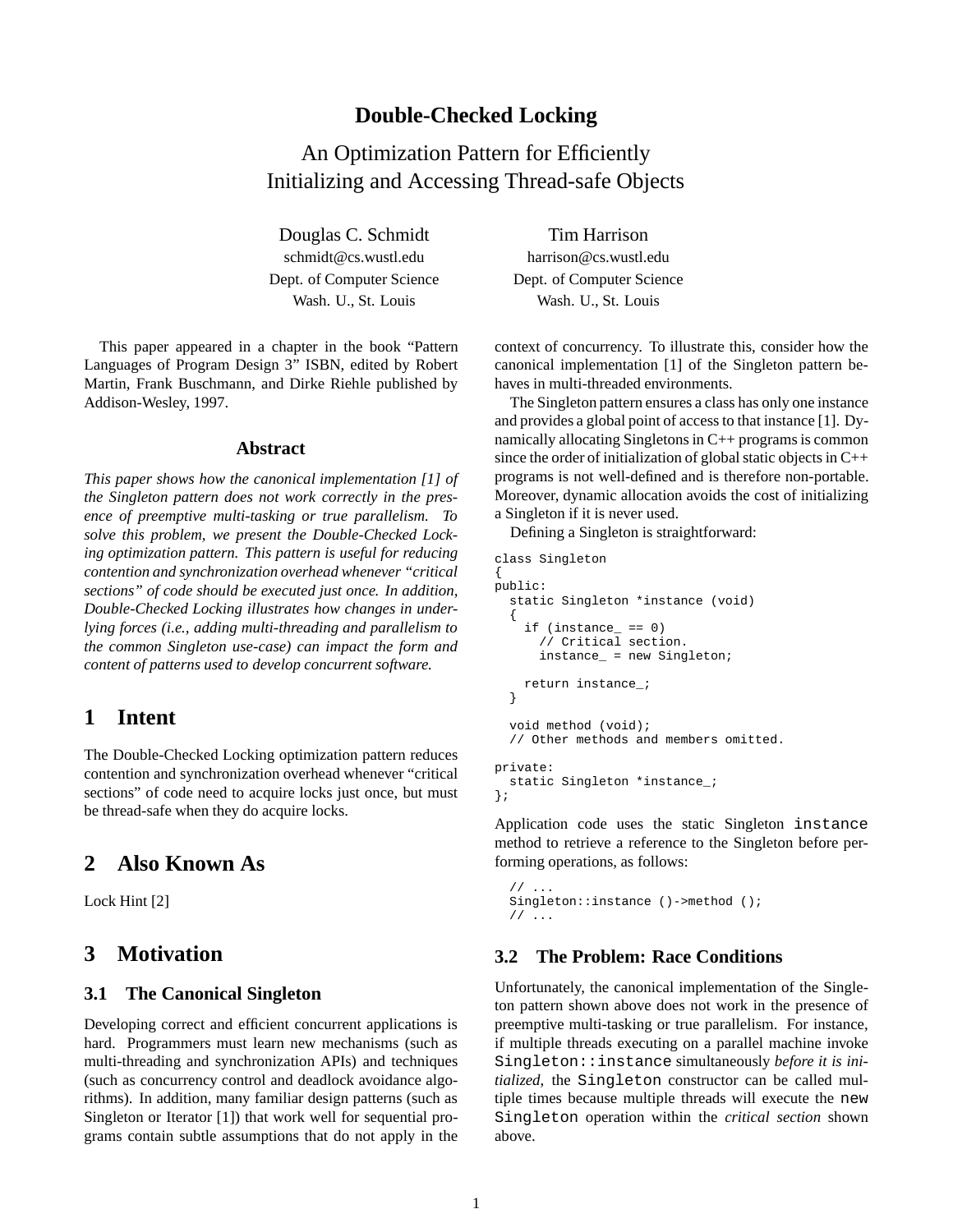# Double-Checked Locking

## An Optimization Pattern for Efficiently Initializing and Accessing Thread-safe Objects

Douglas C. Schmidt
schmidt@cs.wustl.edu
Dept. of Computer Science
Wash. U., St. Louis

Tim Harrison
harrison@cs.wustl.edu
Dept. of Computer Science
Wash. U., St. Louis

This paper appeared in a chapter in the book "Pattern Languages of Program Design 3" ISBN, edited by Robert Martin, Frank Buschmann, and Dirke Riehle published by Addison-Wesley, 1997.

### Abstract

*This paper shows how the canonical implementation [1] of the Singleton pattern does not work correctly in the presence of preemptive multi-tasking or true parallelism. To solve this problem, we present the Double-Checked Locking optimization pattern. This pattern is useful for reducing contention and synchronization overhead whenever "critical sections" of code should be executed just once. In addition, Double-Checked Locking illustrates how changes in underlying forces (i.e., adding multi-threading and parallelism to the common Singleton use-case) can impact the form and content of patterns used to develop concurrent software.*

## 1 Intent

The Double-Checked Locking optimization pattern reduces contention and synchronization overhead whenever "critical sections" of code need to acquire locks just once, but must be thread-safe when they do acquire locks.

## 2 Also Known As

Lock Hint [2]

## 3 Motivation

### 3.1 The Canonical Singleton

Developing correct and efficient concurrent applications is hard. Programmers must learn new mechanisms (such as multi-threading and synchronization APIs) and techniques (such as concurrency control and deadlock avoidance algorithms). In addition, many familiar design patterns (such as Singleton or Iterator [1]) that work well for sequential programs contain subtle assumptions that do not apply in the context of concurrency. To illustrate this, consider how the canonical implementation [1] of the Singleton pattern behaves in multi-threaded environments.

The Singleton pattern ensures a class has only one instance and provides a global point of access to that instance [1]. Dynamically allocating Singletons in C++ programs is common since the order of initialization of global static objects in C++ programs is not well-defined and is therefore non-portable. Moreover, dynamic allocation avoids the cost of initializing a Singleton if it is never used.

Defining a Singleton is straightforward:

```
class Singleton
{
public:
  static Singleton *instance (void)
  {
    if (instance_ == 0)
      // Critical section.
      instance_ = new Singleton;

    return instance_;
  }

  void method (void);
  // Other methods and members omitted.

private:
  static Singleton *instance_;
};
```

Application code uses the static Singleton `instance` method to retrieve a reference to the Singleton before performing operations, as follows:

```
  // ...
  Singleton::instance ()->method ();
  // ...
```

### 3.2 The Problem: Race Conditions

Unfortunately, the canonical implementation of the Singleton pattern shown above does not work in the presence of preemptive multi-tasking or true parallelism. For instance, if multiple threads executing on a parallel machine invoke `Singleton::instance` simultaneously *before it is initialized*, the `Singleton` constructor can be called multiple times because multiple threads will execute the `new Singleton` operation within the *critical section* shown above.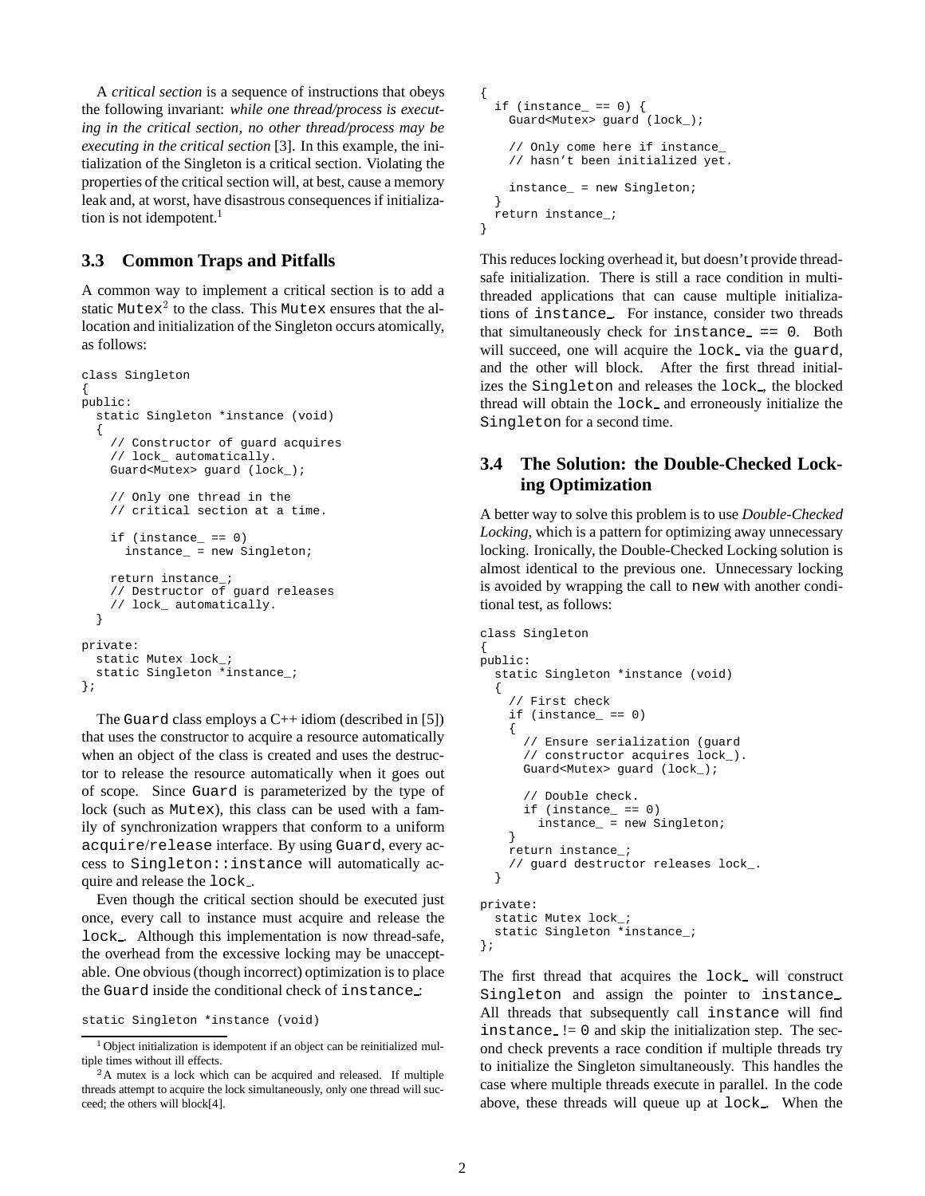A *critical section* is a sequence of instructions that obeys the following invariant: *while one thread/process is executing in the critical section, no other thread/process may be executing in the critical section* [3]. In this example, the initialization of the Singleton is a critical section. Violating the properties of the critical section will, at best, cause a memory leak and, at worst, have disastrous consequences if initialization is not idempotent.[1]

## 3.3 Common Traps and Pitfalls

A common way to implement a critical section is to add a static Mutex[2] to the class. This Mutex ensures that the allocation and initialization of the Singleton occurs atomically, as follows:

```
class Singleton
{
public:
  static Singleton *instance (void)
  {
    // Constructor of guard acquires
    // lock_ automatically.
    Guard<Mutex> guard (lock_);

    // Only one thread in the
    // critical section at a time.

    if (instance_ == 0)
      instance_ = new Singleton;

    return instance_;
    // Destructor of guard releases
    // lock_ automatically.
  }

private:
  static Mutex lock_;
  static Singleton *instance_;
};
```

The Guard class employs a C++ idiom (described in [5]) that uses the constructor to acquire a resource automatically when an object of the class is created and uses the destructor to release the resource automatically when it goes out of scope. Since Guard is parameterized by the type of lock (such as Mutex), this class can be used with a family of synchronization wrappers that conform to a uniform acquire/release interface. By using Guard, every access to Singleton::instance will automatically acquire and release the lock_.

Even though the critical section should be executed just once, every call to instance must acquire and release the lock_. Although this implementation is now thread-safe, the overhead from the excessive locking may be unacceptable. One obvious (though incorrect) optimization is to place the Guard inside the conditional check of instance_:

```
static Singleton *instance (void)
{
  if (instance_ == 0) {
    Guard<Mutex> guard (lock_);

    // Only come here if instance_
    // hasn't been initialized yet.

    instance_ = new Singleton;
  }
  return instance_;
}
```

This reduces locking overhead it, but doesn't provide thread-safe initialization. There is still a race condition in multi-threaded applications that can cause multiple initializations of instance_. For instance, consider two threads that simultaneously check for instance_ == 0. Both will succeed, one will acquire the lock_ via the guard, and the other will block. After the first thread initializes the Singleton and releases the lock_, the blocked thread will obtain the lock_ and erroneously initialize the Singleton for a second time.

## 3.4 The Solution: the Double-Checked Locking Optimization

A better way to solve this problem is to use *Double-Checked Locking*, which is a pattern for optimizing away unnecessary locking. Ironically, the Double-Checked Locking solution is almost identical to the previous one. Unnecessary locking is avoided by wrapping the call to new with another conditional test, as follows:

```
class Singleton
{
public:
  static Singleton *instance (void)
  {
    // First check
    if (instance_ == 0)
    {
      // Ensure serialization (guard
      // constructor acquires lock_).
      Guard<Mutex> guard (lock_);

      // Double check.
      if (instance_ == 0)
        instance_ = new Singleton;
    }
    return instance_;
    // guard destructor releases lock_.
  }

private:
  static Mutex lock_;
  static Singleton *instance_;
};
```

The first thread that acquires the lock_ will construct Singleton and assign the pointer to instance_. All threads that subsequently call instance will find instance_ != 0 and skip the initialization step. The second check prevents a race condition if multiple threads try to initialize the Singleton simultaneously. This handles the case where multiple threads execute in parallel. In the code above, these threads will queue up at lock_. When the

---

[1] Object initialization is idempotent if an object can be reinitialized multiple times without ill effects.

[2] A mutex is a lock which can be acquired and released. If multiple threads attempt to acquire the lock simultaneously, only one thread will succeed; the others will block[4].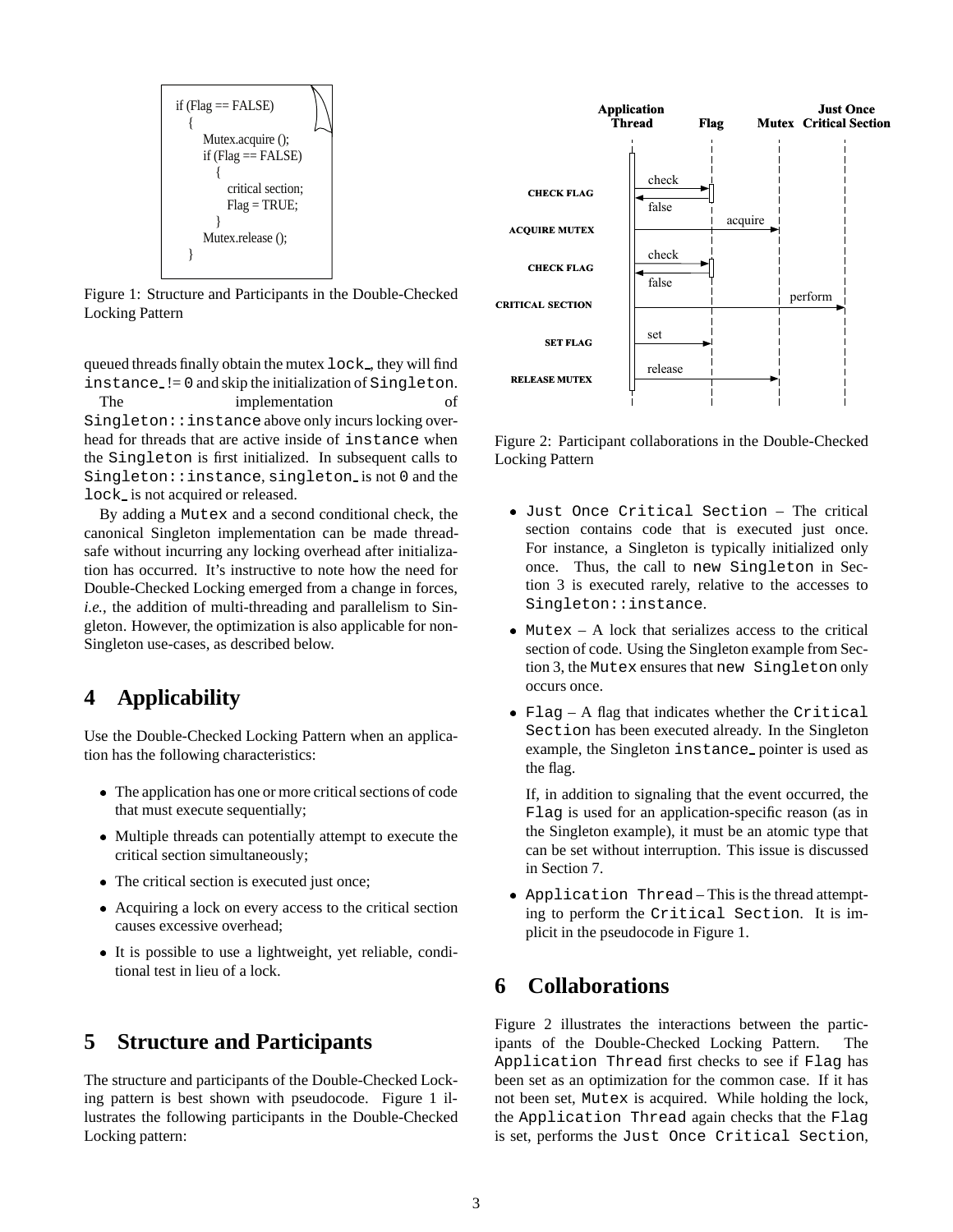```
if (Flag == FALSE)
  {
    Mutex.acquire ();
    if (Flag == FALSE)
      {
        critical section;
        Flag = TRUE;
      }
    Mutex.release ();
  }
```

Figure 1: Structure and Participants in the Double-Checked Locking Pattern

queued threads finally obtain the mutex `lock_`, they will find `instance_` != `0` and skip the initialization of `Singleton`.

The implementation of `Singleton::instance` above only incurs locking overhead for threads that are active inside of `instance` when the `Singleton` is first initialized. In subsequent calls to `Singleton::instance`, `singleton_` is not `0` and the `lock_` is not acquired or released.

By adding a `Mutex` and a second conditional check, the canonical Singleton implementation can be made thread-safe without incurring any locking overhead after initialization has occurred. It's instructive to note how the need for Double-Checked Locking emerged from a change in forces, *i.e.*, the addition of multi-threading and parallelism to Singleton. However, the optimization is also applicable for non-Singleton use-cases, as described below.

## 4 Applicability

Use the Double-Checked Locking Pattern when an application has the following characteristics:

- The application has one or more critical sections of code that must execute sequentially;
- Multiple threads can potentially attempt to execute the critical section simultaneously;
- The critical section is executed just once;
- Acquiring a lock on every access to the critical section causes excessive overhead;
- It is possible to use a lightweight, yet reliable, conditional test in lieu of a lock.

## 5 Structure and Participants

The structure and participants of the Double-Checked Locking pattern is best shown with pseudocode. Figure 1 illustrates the following participants in the Double-Checked Locking pattern:

Figure 2: Participant collaborations in the Double-Checked Locking Pattern

- `Just Once Critical Section` – The critical section contains code that is executed just once. For instance, a Singleton is typically initialized only once. Thus, the call to `new Singleton` in Section 3 is executed rarely, relative to the accesses to `Singleton::instance`.
- `Mutex` – A lock that serializes access to the critical section of code. Using the Singleton example from Section 3, the `Mutex` ensures that `new Singleton` only occurs once.
- `Flag` – A flag that indicates whether the `Critical Section` has been executed already. In the Singleton example, the Singleton `instance_` pointer is used as the flag.

  If, in addition to signaling that the event occurred, the `Flag` is used for an application-specific reason (as in the Singleton example), it must be an atomic type that can be set without interruption. This issue is discussed in Section 7.
- `Application Thread` – This is the thread attempting to perform the `Critical Section`. It is implicit in the pseudocode in Figure 1.

## 6 Collaborations

Figure 2 illustrates the interactions between the participants of the Double-Checked Locking Pattern. The `Application Thread` first checks to see if `Flag` has been set as an optimization for the common case. If it has not been set, `Mutex` is acquired. While holding the lock, the `Application Thread` again checks that the `Flag` is set, performs the `Just Once Critical Section`,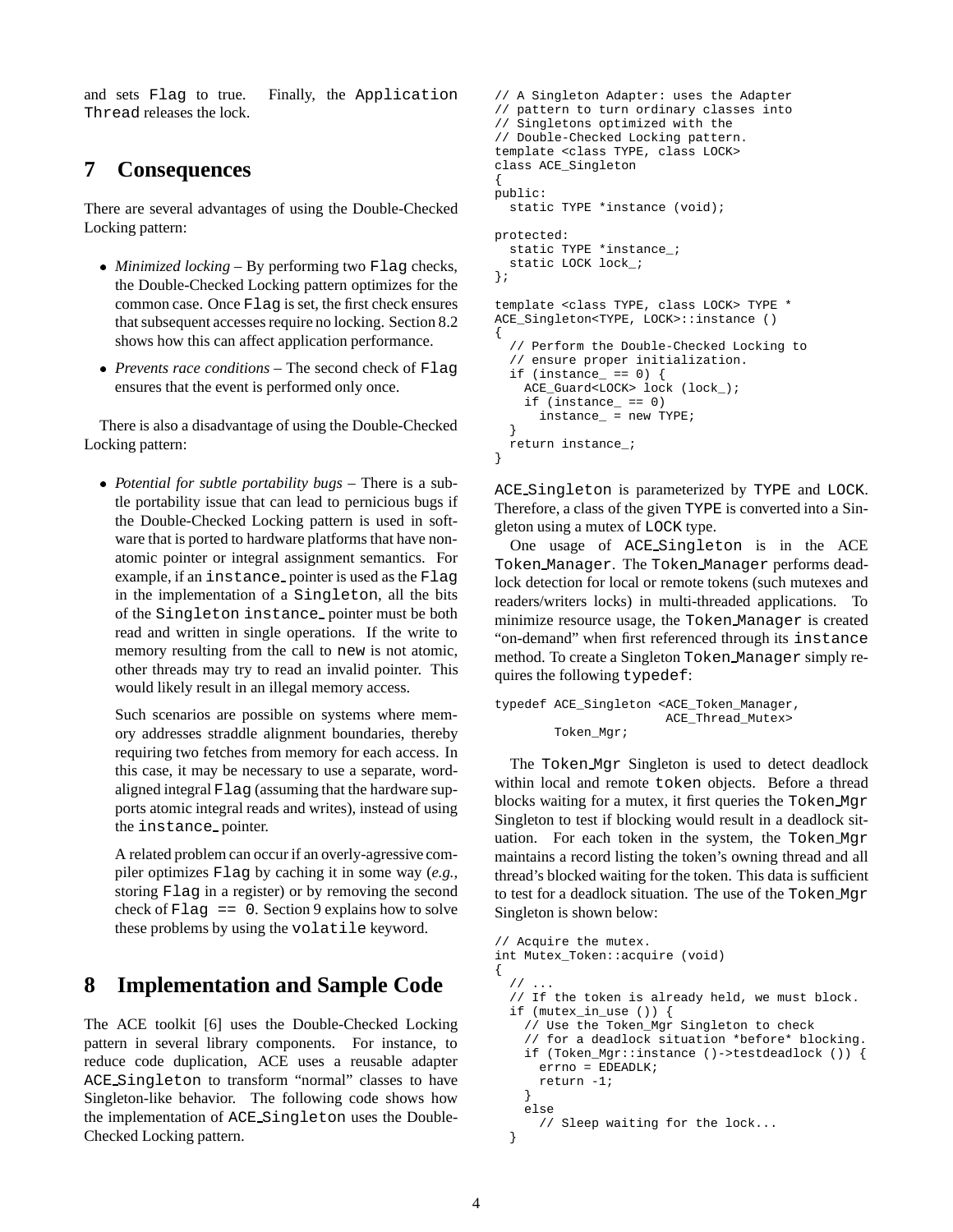and sets `Flag` to true. Finally, the `Application Thread` releases the lock.

## 7 Consequences

There are several advantages of using the Double-Checked Locking pattern:

- *Minimized locking* – By performing two `Flag` checks, the Double-Checked Locking pattern optimizes for the common case. Once `Flag` is set, the first check ensures that subsequent accesses require no locking. Section 8.2 shows how this can affect application performance.
- *Prevents race conditions* – The second check of `Flag` ensures that the event is performed only once.

There is also a disadvantage of using the Double-Checked Locking pattern:

- *Potential for subtle portability bugs* – There is a subtle portability issue that can lead to pernicious bugs if the Double-Checked Locking pattern is used in software that is ported to hardware platforms that have non-atomic pointer or integral assignment semantics. For example, if an `instance_` pointer is used as the `Flag` in the implementation of a `Singleton`, all the bits of the `Singleton instance_` pointer must be both read and written in single operations. If the write to memory resulting from the call to `new` is not atomic, other threads may try to read an invalid pointer. This would likely result in an illegal memory access.

  Such scenarios are possible on systems where memory addresses straddle alignment boundaries, thereby requiring two fetches from memory for each access. In this case, it may be necessary to use a separate, word-aligned integral `Flag` (assuming that the hardware supports atomic integral reads and writes), instead of using the `instance_` pointer.

  A related problem can occur if an overly-agressive compiler optimizes `Flag` by caching it in some way (*e.g.,* storing `Flag` in a register) or by removing the second check of `Flag == 0`. Section 9 explains how to solve these problems by using the `volatile` keyword.

## 8 Implementation and Sample Code

The ACE toolkit [6] uses the Double-Checked Locking pattern in several library components. For instance, to reduce code duplication, ACE uses a reusable adapter `ACE_Singleton` to transform "normal" classes to have Singleton-like behavior. The following code shows how the implementation of `ACE_Singleton` uses the Double-Checked Locking pattern.

```
// A Singleton Adapter: uses the Adapter
// pattern to turn ordinary classes into
// Singletons optimized with the
// Double-Checked Locking pattern.
template <class TYPE, class LOCK>
class ACE_Singleton
{
public:
  static TYPE *instance (void);

protected:
  static TYPE *instance_;
  static LOCK lock_;
};

template <class TYPE, class LOCK> TYPE *
ACE_Singleton<TYPE, LOCK>::instance ()
{
  // Perform the Double-Checked Locking to
  // ensure proper initialization.
  if (instance_ == 0) {
    ACE_Guard<LOCK> lock (lock_);
    if (instance_ == 0)
      instance_ = new TYPE;
  }
  return instance_;
}
```

`ACE_Singleton` is parameterized by `TYPE` and `LOCK`. Therefore, a class of the given `TYPE` is converted into a Singleton using a mutex of `LOCK` type.

One usage of `ACE_Singleton` is in the ACE `Token_Manager`. The `Token_Manager` performs deadlock detection for local or remote tokens (such mutexes and readers/writers locks) in multi-threaded applications. To minimize resource usage, the `Token_Manager` is created "on-demand" when first referenced through its `instance` method. To create a Singleton `Token_Manager` simply requires the following `typedef`:

```
typedef ACE_Singleton <ACE_Token_Manager,
                       ACE_Thread_Mutex>
        Token_Mgr;
```

The `Token_Mgr` Singleton is used to detect deadlock within local and remote `token` objects. Before a thread blocks waiting for a mutex, it first queries the `Token_Mgr` Singleton to test if blocking would result in a deadlock situation. For each token in the system, the `Token_Mgr` maintains a record listing the token's owning thread and all thread's blocked waiting for the token. This data is sufficient to test for a deadlock situation. The use of the `Token_Mgr` Singleton is shown below:

```
// Acquire the mutex.
int Mutex_Token::acquire (void)
{
  // ...
  // If the token is already held, we must block.
  if (mutex_in_use ()) {
    // Use the Token_Mgr Singleton to check
    // for a deadlock situation *before* blocking.
    if (Token_Mgr::instance ()->testdeadlock ()) {
      errno = EDEADLK;
      return -1;
    }
    else
      // Sleep waiting for the lock...
  }
```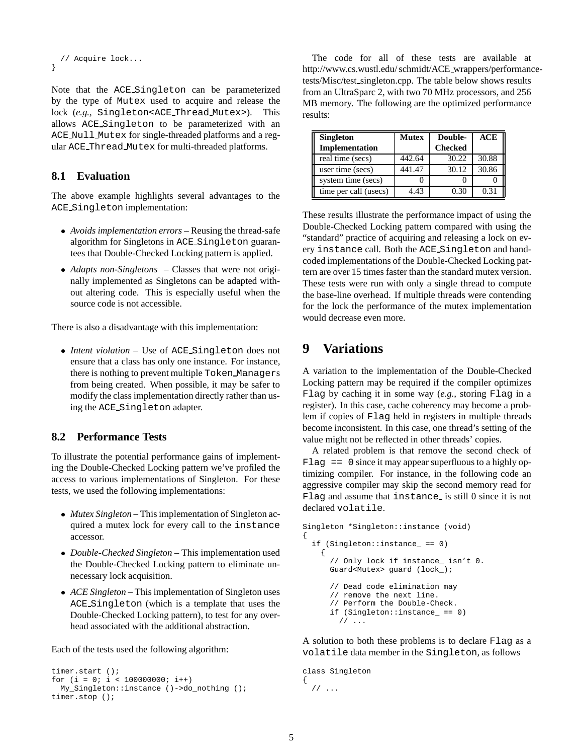```
  // Acquire lock...
}
```

Note that the ACE_Singleton can be parameterized by the type of Mutex used to acquire and release the lock (*e.g.,* Singleton<ACE_Thread_Mutex>). This allows ACE_Singleton to be parameterized with an ACE_Null_Mutex for single-threaded platforms and a regular ACE_Thread_Mutex for multi-threaded platforms.

### 8.1 Evaluation

The above example highlights several advantages to the ACE_Singleton implementation:

- *Avoids implementation errors* – Reusing the thread-safe algorithm for Singletons in ACE_Singleton guarantees that Double-Checked Locking pattern is applied.
- *Adapts non-Singletons* – Classes that were not originally implemented as Singletons can be adapted without altering code. This is especially useful when the source code is not accessible.

There is also a disadvantage with this implementation:

- *Intent violation* – Use of ACE_Singleton does not ensure that a class has only one instance. For instance, there is nothing to prevent multiple Token_Managers from being created. When possible, it may be safer to modify the class implementation directly rather than using the ACE_Singleton adapter.

### 8.2 Performance Tests

To illustrate the potential performance gains of implementing the Double-Checked Locking pattern we've profiled the access to various implementations of Singleton. For these tests, we used the following implementations:

- *Mutex Singleton* – This implementation of Singleton acquired a mutex lock for every call to the instance accessor.
- *Double-Checked Singleton* – This implementation used the Double-Checked Locking pattern to eliminate unnecessary lock acquisition.
- *ACE Singleton* – This implementation of Singleton uses ACE_Singleton (which is a template that uses the Double-Checked Locking pattern), to test for any overhead associated with the additional abstraction.

Each of the tests used the following algorithm:

```
timer.start ();
for (i = 0; i < 100000000; i++)
  My_Singleton::instance ()->do_nothing ();
timer.stop ();
```

The code for all of these tests are available at http://www.cs.wustl.edu/ schmidt/ACE_wrappers/performance-tests/Misc/test_singleton.cpp. The table below shows results from an UltraSparc 2, with two 70 MHz processors, and 256 MB memory. The following are the optimized performance results:

| **Singleton Implementation** | **Mutex** | **Double-Checked** | **ACE** |
|---|---|---|---|
| real time (secs) | 442.64 | 30.22 | 30.88 |
| user time (secs) | 441.47 | 30.12 | 30.86 |
| system time (secs) | 0 | 0 | 0 |
| time per call (usecs) | 4.43 | 0.30 | 0.31 |

These results illustrate the performance impact of using the Double-Checked Locking pattern compared with using the "standard" practice of acquiring and releasing a lock on every instance call. Both the ACE_Singleton and hand-coded implementations of the Double-Checked Locking pattern are over 15 times faster than the standard mutex version. These tests were run with only a single thread to compute the base-line overhead. If multiple threads were contending for the lock the performance of the mutex implementation would decrease even more.

## 9 Variations

A variation to the implementation of the Double-Checked Locking pattern may be required if the compiler optimizes Flag by caching it in some way (*e.g.,* storing Flag in a register). In this case, cache coherency may become a problem if copies of Flag held in registers in multiple threads become inconsistent. In this case, one thread's setting of the value might not be reflected in other threads' copies.

A related problem is that remove the second check of Flag == 0 since it may appear superfluous to a highly optimizing compiler. For instance, in the following code an aggressive compiler may skip the second memory read for Flag and assume that instance_ is still 0 since it is not declared volatile.

```
Singleton *Singleton::instance (void)
{
  if (Singleton::instance_ == 0)
    {
      // Only lock if instance_ isn't 0.
      Guard<Mutex> guard (lock_);

      // Dead code elimination may
      // remove the next line.
      // Perform the Double-Check.
      if (Singleton::instance_ == 0)
        // ...
```

A solution to both these problems is to declare Flag as a volatile data member in the Singleton, as follows

```
class Singleton
{
  // ...
```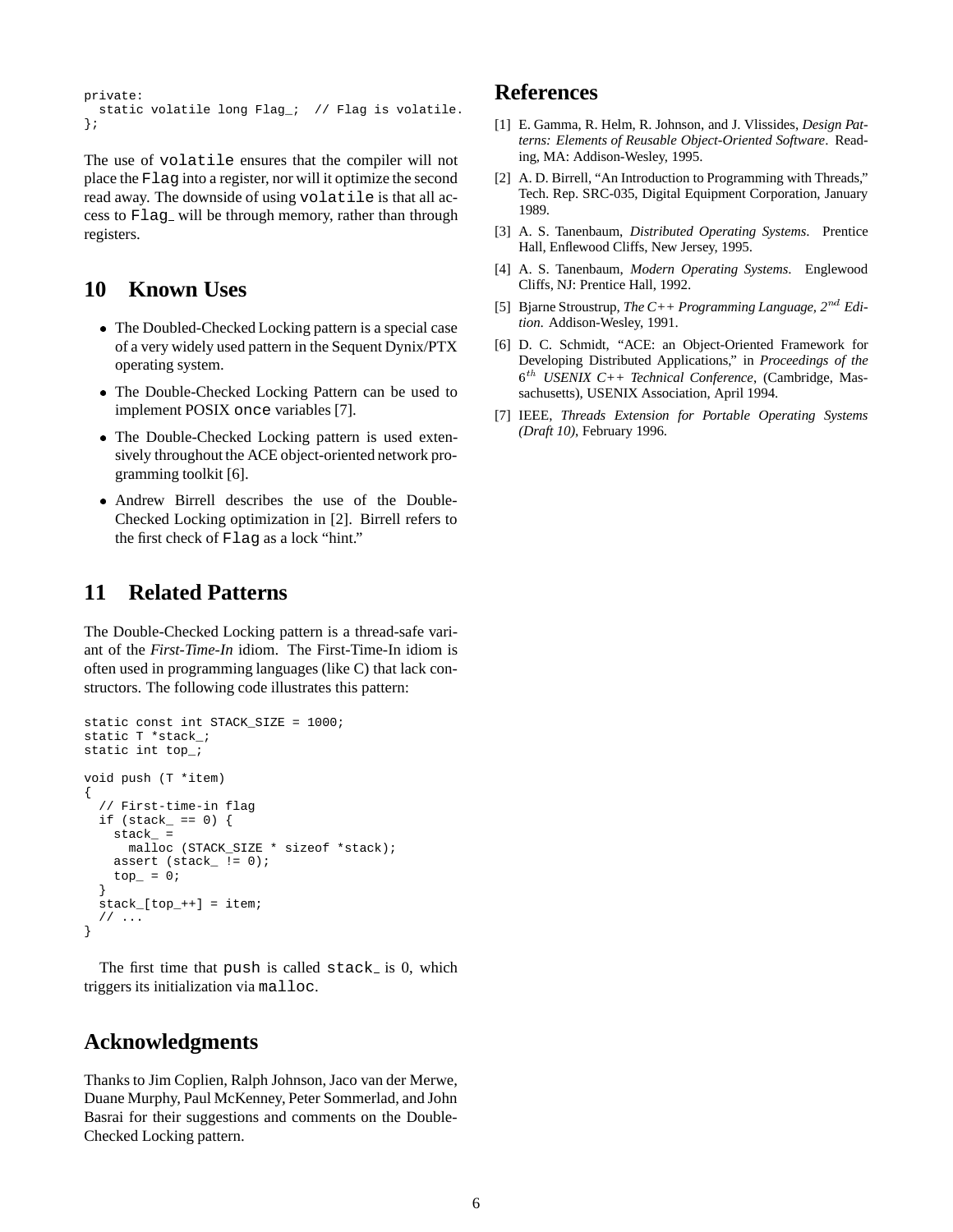```
private:
  static volatile long Flag_;  // Flag is volatile.
};
```

The use of volatile ensures that the compiler will not place the Flag into a register, nor will it optimize the second read away. The downside of using volatile is that all access to Flag_ will be through memory, rather than through registers.

## 10 Known Uses

- The Doubled-Checked Locking pattern is a special case of a very widely used pattern in the Sequent Dynix/PTX operating system.
- The Double-Checked Locking Pattern can be used to implement POSIX once variables [7].
- The Double-Checked Locking pattern is used extensively throughout the ACE object-oriented network programming toolkit [6].
- Andrew Birrell describes the use of the Double-Checked Locking optimization in [2]. Birrell refers to the first check of Flag as a lock "hint."

## 11 Related Patterns

The Double-Checked Locking pattern is a thread-safe variant of the *First-Time-In* idiom. The First-Time-In idiom is often used in programming languages (like C) that lack constructors. The following code illustrates this pattern:

```
static const int STACK_SIZE = 1000;
static T *stack_;
static int top_;

void push (T *item)
{
  // First-time-in flag
  if (stack_ == 0) {
    stack_ =
      malloc (STACK_SIZE * sizeof *stack);
    assert (stack_ != 0);
    top_ = 0;
  }
  stack_[top_++] = item;
  // ...
}
```

The first time that push is called stack_ is 0, which triggers its initialization via malloc.

## Acknowledgments

Thanks to Jim Coplien, Ralph Johnson, Jaco van der Merwe, Duane Murphy, Paul McKenney, Peter Sommerlad, and John Basrai for their suggestions and comments on the Double-Checked Locking pattern.

## References

[1] E. Gamma, R. Helm, R. Johnson, and J. Vlissides, *Design Patterns: Elements of Reusable Object-Oriented Software*. Reading, MA: Addison-Wesley, 1995.

[2] A. D. Birrell, "An Introduction to Programming with Threads," Tech. Rep. SRC-035, Digital Equipment Corporation, January 1989.

[3] A. S. Tanenbaum, *Distributed Operating Systems*. Prentice Hall, Enflewood Cliffs, New Jersey, 1995.

[4] A. S. Tanenbaum, *Modern Operating Systems*. Englewood Cliffs, NJ: Prentice Hall, 1992.

[5] Bjarne Stroustrup, *The C++ Programming Language, 2$^{nd}$ Edition*. Addison-Wesley, 1991.

[6] D. C. Schmidt, "ACE: an Object-Oriented Framework for Developing Distributed Applications," in *Proceedings of the 6$^{th}$ USENIX C++ Technical Conference*, (Cambridge, Massachusetts), USENIX Association, April 1994.

[7] IEEE, *Threads Extension for Portable Operating Systems (Draft 10)*, February 1996.